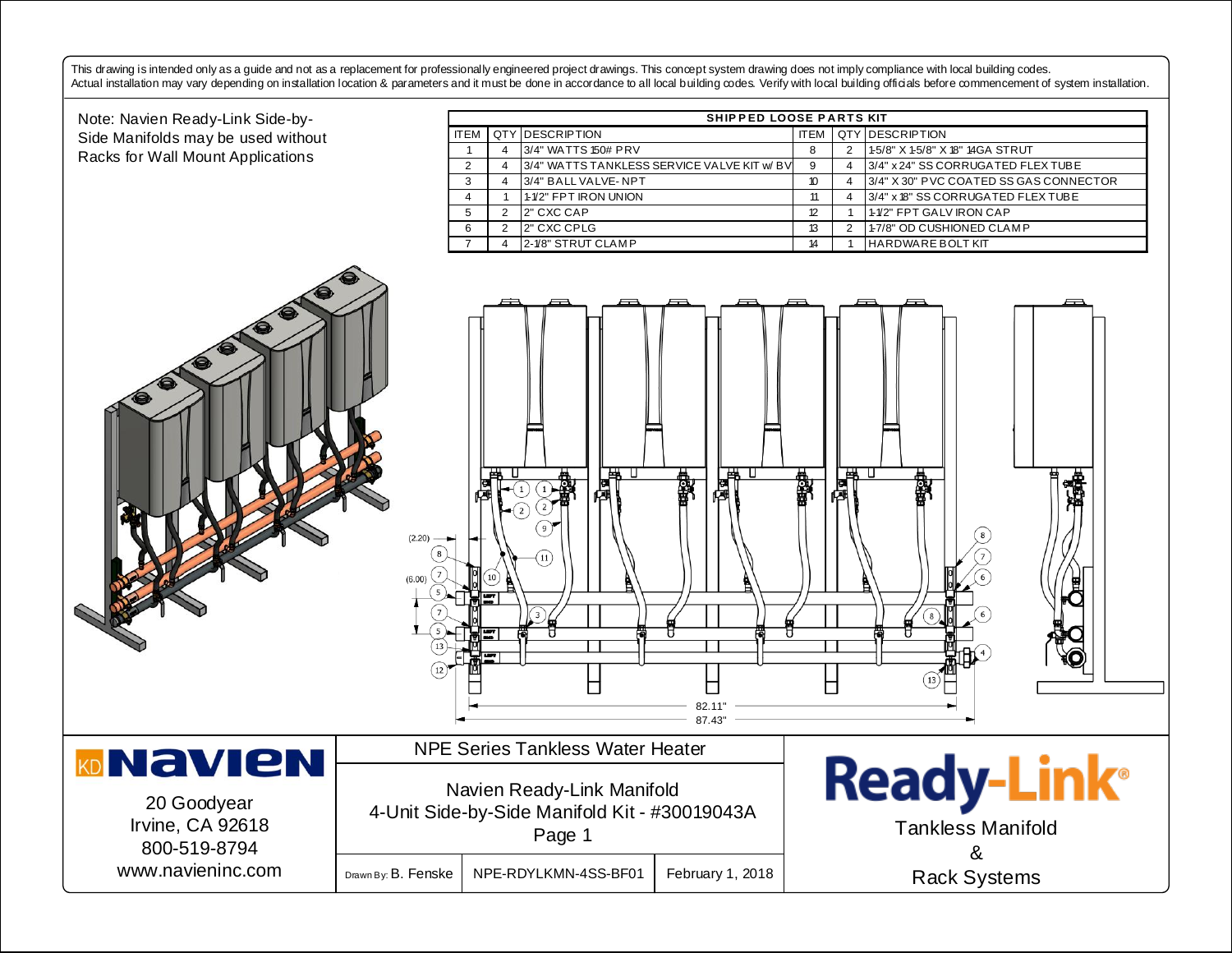This drawing is intended only as a guide and not as a replacement for professionally engineered project drawings. This concept system drawing does not imply compliance with local building codes. Actual installation may vary depending on installation location & parameters and it must be done in accordance to all local building codes. Verify with local building officials before commencement of system installation.

Note: Navien Ready-Link Side-by-Side Manifolds may be used without Racks for Wall Mount Applications

**SHIPPED LOOSE PARTS KIT**

| ITEM | QTY | DESCRIPTION | ITEM | QTY | DESCRIPTION |
|---|---|---|---|---|---|
| 1 | 4 | 3/4" WATTS 150# PRV | 8 | 2 | 1-5/8" X 1-5/8" X 18" 14GA STRUT |
| 2 | 4 | 3/4" WATTS TANKLESS SERVICE VALVE KIT w/ BV | 9 | 4 | 3/4" x 24" SS CORRUGATED FLEX TUBE |
| 3 | 4 | 3/4" BALL VALVE- NPT | 10 | 4 | 3/4" X 30" PVC COATED SS GAS CONNECTOR |
| 4 | 1 | 1-1/2" FPT IRON UNION | 11 | 4 | 3/4" x 18" SS CORRUGATED FLEX TUBE |
| 5 | 2 | 2" CXC CAP | 12 | 1 | 1-1/2" FPT GALV IRON CAP |
| 6 | 2 | 2" CXC CPLG | 13 | 2 | 1-7/8" OD CUSHIONED CLAMP |
| 7 | 4 | 2-1/8" STRUT CLAMP | 14 | 1 | HARDWARE BOLT KIT |

(2.20)
(6.00)
82.11"
87.43"

**Navien**
20 Goodyear
Irvine, CA 92618
800-519-8794
www.navieninc.com

NPE Series Tankless Water Heater

Navien Ready-Link Manifold
4-Unit Side-by-Side Manifold Kit - #30019043A
Page 1

| Drawn By: B. Fenske | NPE-RDYLKMN-4SS-BF01 | February 1, 2018 |
|---|---|---|

**Ready-Link®**
Tankless Manifold
&
Rack Systems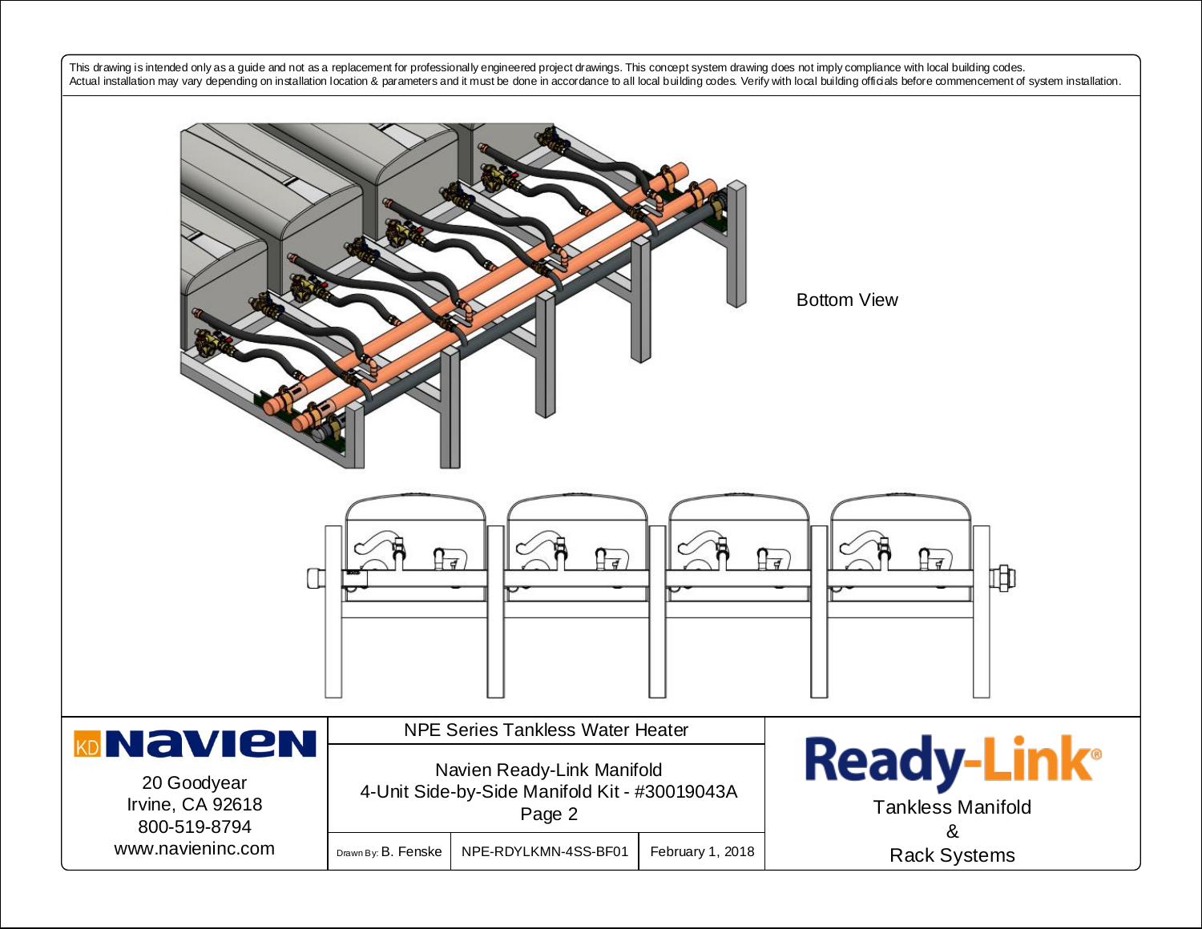This drawing is intended only as a guide and not as a replacement for professionally engineered project drawings. This concept system drawing does not imply compliance with local building codes. Actual installation may vary depending on installation location & parameters and it must be done in accordance to all local building codes. Verify with local building officials before commencement of system installation.

Bottom View

| Navien | NPE Series Tankless Water Heater | | | Ready-Link® |
|---|---|---|---|---|
| 20 Goodyear<br>Irvine, CA 92618<br>800-519-8794<br>www.navieninc.com | Navien Ready-Link Manifold<br>4-Unit Side-by-Side Manifold Kit - #30019043A<br>Page 2 | | | Tankless Manifold<br>&<br>Rack Systems |
| | Drawn By: B. Fenske | NPE-RDYLKMN-4SS-BF01 | February 1, 2018 | |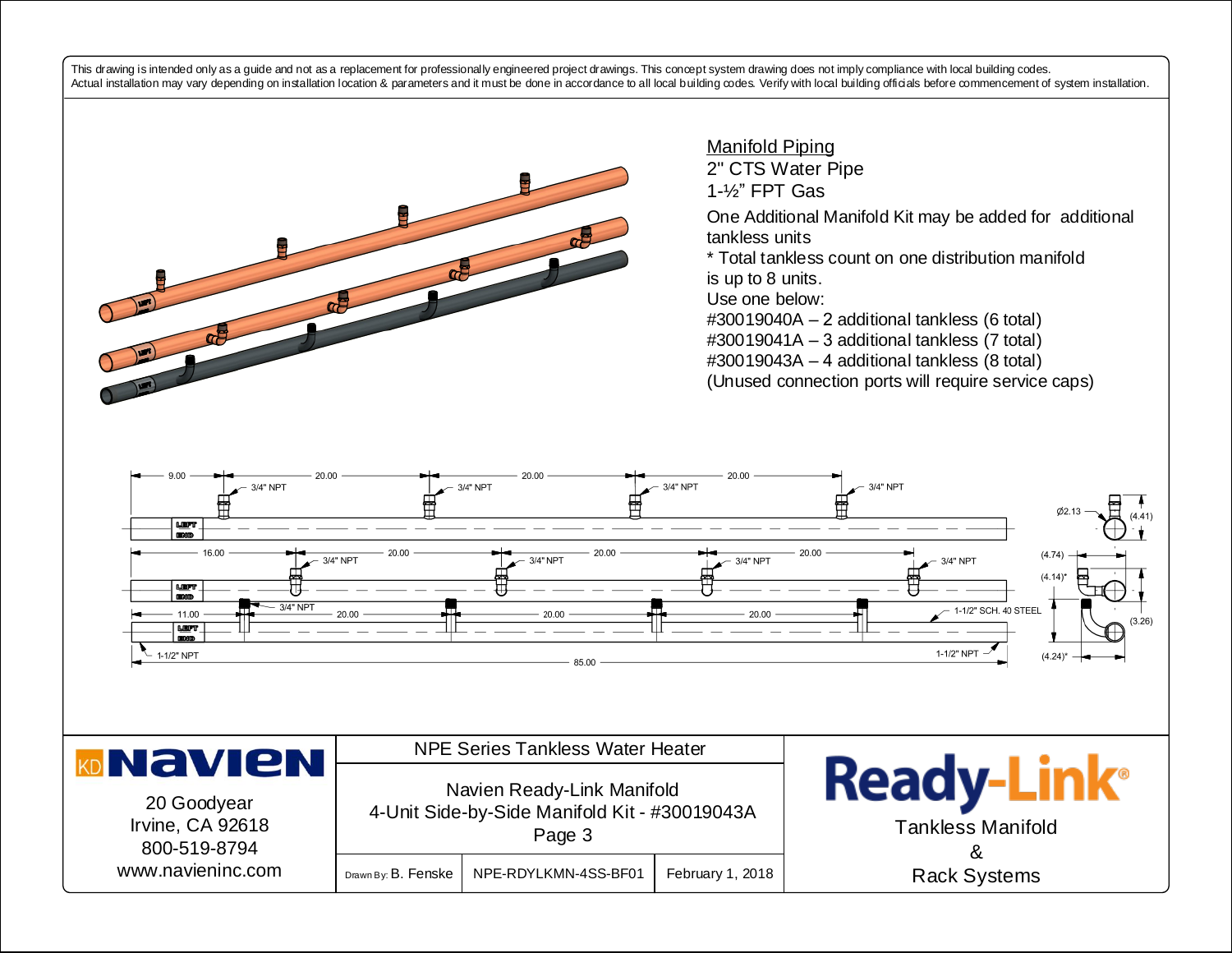This drawing is intended only as a guide and not as a replacement for professionally engineered project drawings. This concept system drawing does not imply compliance with local building codes. Actual installation may vary depending on installation location & parameters and it must be done in accordance to all local building codes. Verify with local building officials before commencement of system installation.

## Manifold Piping

2" CTS Water Pipe
1-½" FPT Gas

One Additional Manifold Kit may be added for additional tankless units
* Total tankless count on one distribution manifold is up to 8 units.
Use one below:
#30019040A – 2 additional tankless (6 total)
#30019041A – 3 additional tankless (7 total)
#30019043A – 4 additional tankless (8 total)
(Unused connection ports will require service caps)

9.00
20.00
20.00
20.00
3/4" NPT
3/4" NPT
3/4" NPT
3/4" NPT
LEFT END
Ø2.13
(4.41)
16.00
20.00
20.00
20.00
3/4" NPT
3/4" NPT
3/4" NPT
3/4" NPT
(4.74)
(4.14)"
LEFT END
3/4" NPT
11.00
20.00
20.00
20.00
1-1/2" SCH. 40 STEEL
(3.26)
LEFT END
1-1/2" NPT
85.00
1-1/2" NPT
(4.24)"

Navien
20 Goodyear
Irvine, CA 92618
800-519-8794
www.navieninc.com

NPE Series Tankless Water Heater

Navien Ready-Link Manifold
4-Unit Side-by-Side Manifold Kit - #30019043A
Page 3

Drawn By: B. Fenske | NPE-RDYLKMN-4SS-BF01 | February 1, 2018

Ready-Link®
Tankless Manifold
&
Rack Systems